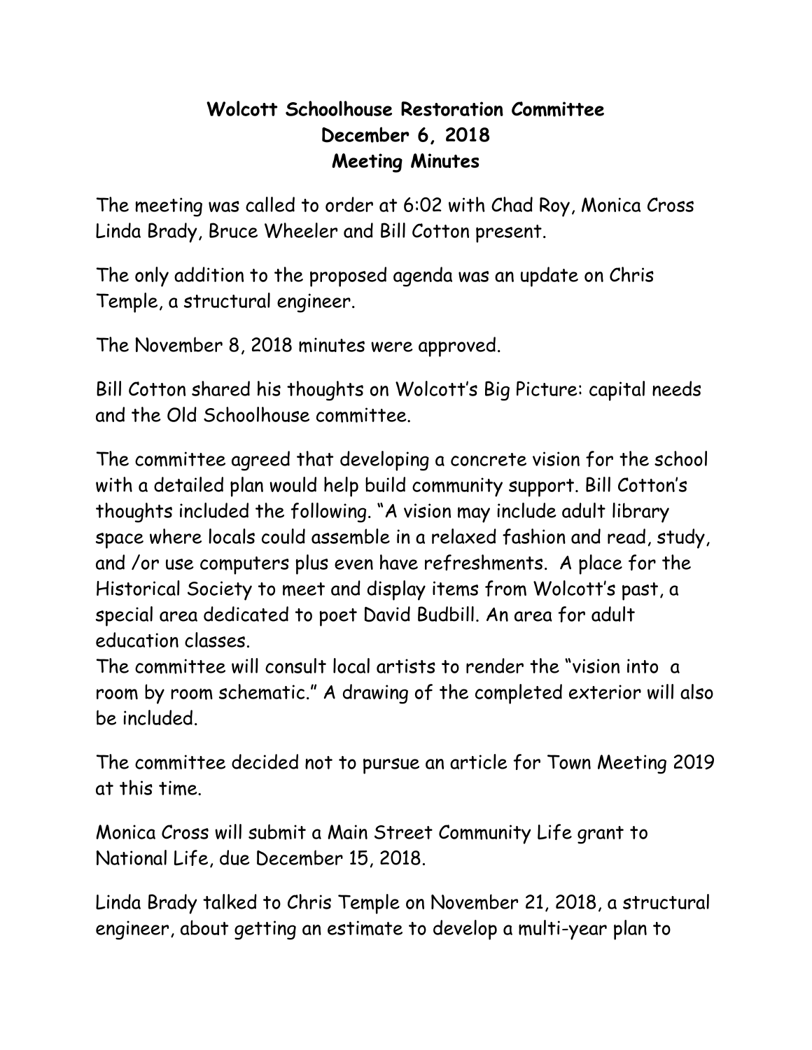**Wolcott Schoolhouse Restoration Committee**
**December 6, 2018**
**Meeting Minutes**

The meeting was called to order at 6:02 with Chad Roy, Monica Cross Linda Brady, Bruce Wheeler and Bill Cotton present.

The only addition to the proposed agenda was an update on Chris Temple, a structural engineer.

The November 8, 2018 minutes were approved.

Bill Cotton shared his thoughts on Wolcott's Big Picture: capital needs and the Old Schoolhouse committee.

The committee agreed that developing a concrete vision for the school with a detailed plan would help build community support. Bill Cotton's thoughts included the following. "A vision may include adult library space where locals could assemble in a relaxed fashion and read, study, and /or use computers plus even have refreshments. A place for the Historical Society to meet and display items from Wolcott's past, a special area dedicated to poet David Budbill. An area for adult education classes.
The committee will consult local artists to render the "vision into a room by room schematic." A drawing of the completed exterior will also be included.

The committee decided not to pursue an article for Town Meeting 2019 at this time.

Monica Cross will submit a Main Street Community Life grant to National Life, due December 15, 2018.

Linda Brady talked to Chris Temple on November 21, 2018, a structural engineer, about getting an estimate to develop a multi-year plan to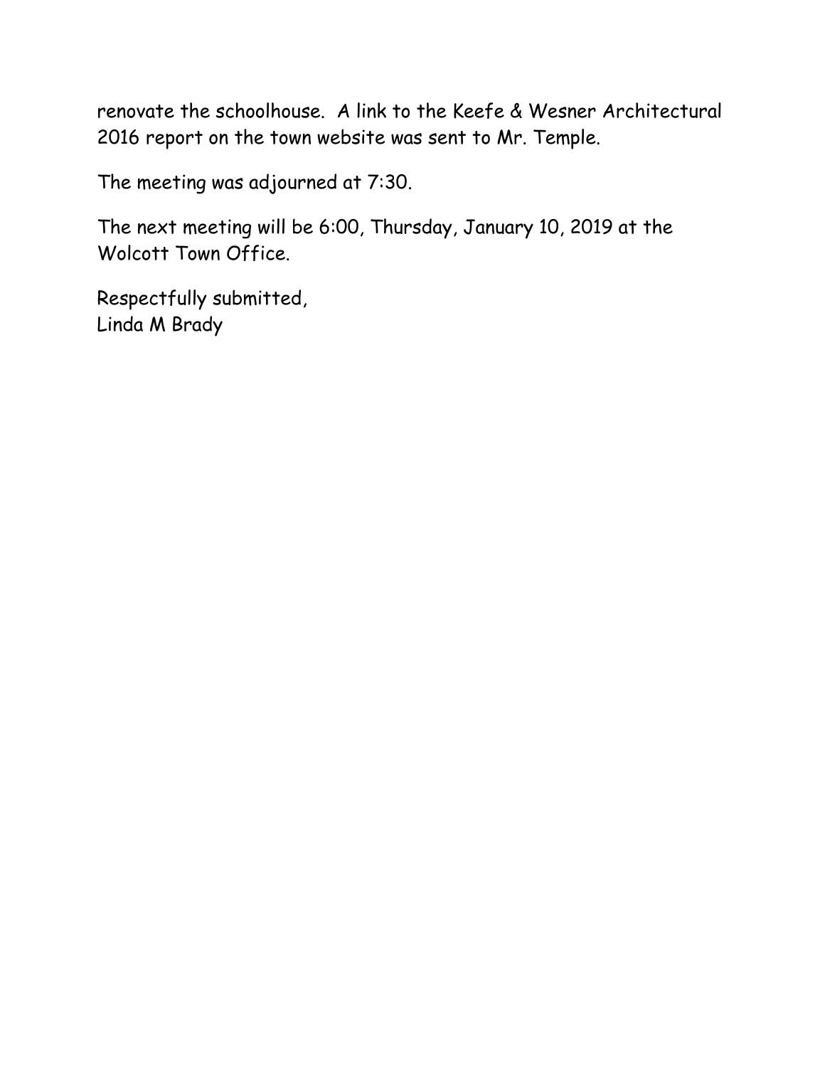renovate the schoolhouse. A link to the Keefe & Wesner Architectural 2016 report on the town website was sent to Mr. Temple.

The meeting was adjourned at 7:30.

The next meeting will be 6:00, Thursday, January 10, 2019 at the Wolcott Town Office.

Respectfully submitted,
Linda M Brady